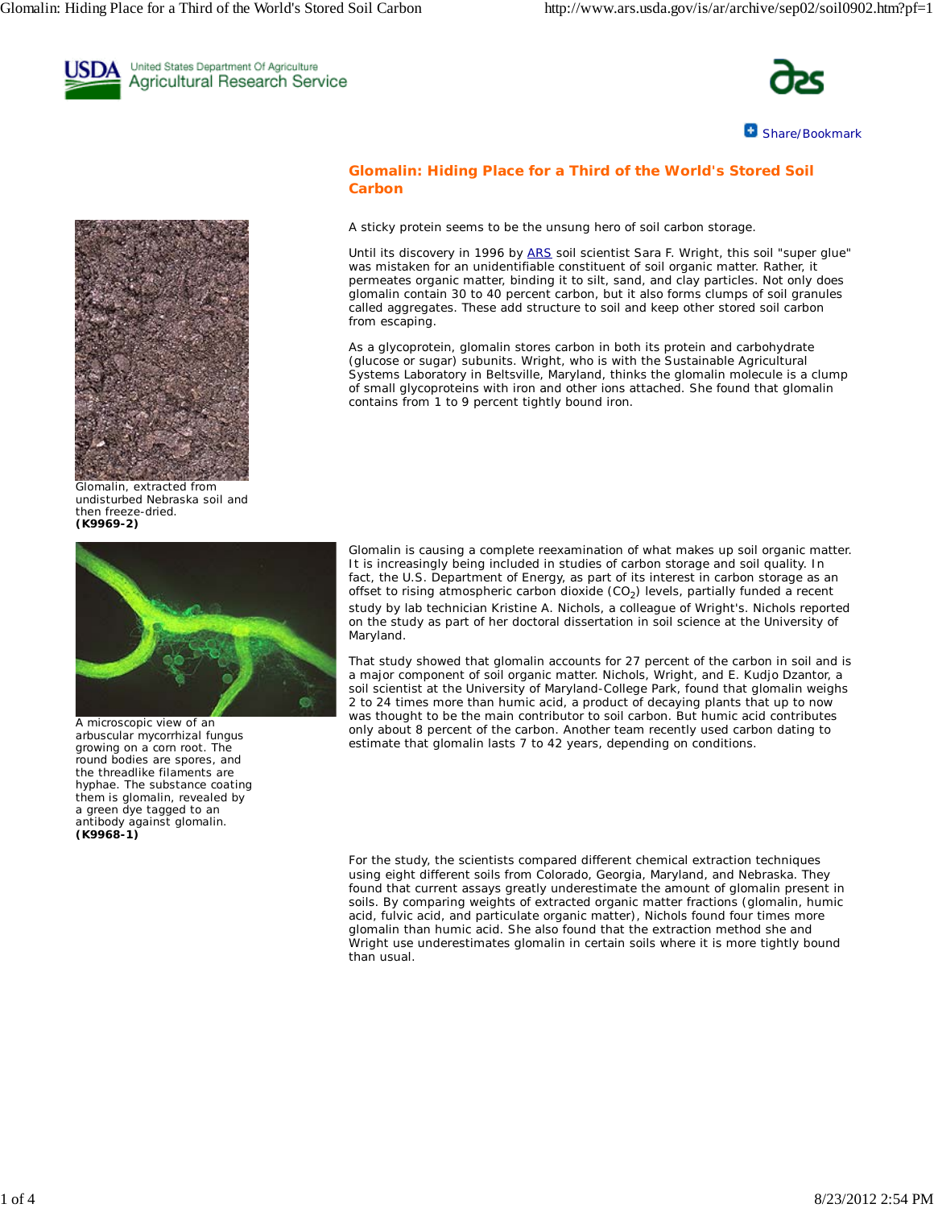# Glomalin: Hiding Place for a Third of the World's Stored Soil Carbon

A sticky protein seems to be the unsung hero of soil carbon storage.

Until its discovery in 1996 by ARS soil scientist Sara F. Wright, this soil "super glue" was mistaken for an unidentifiable constituent of soil organic matter. Rather, it permeates organic matter, binding it to silt, sand, and clay particles. Not only does glomalin contain 30 to 40 percent carbon, but it also forms clumps of soil granules called aggregates. These add structure to soil and keep other stored soil carbon from escaping.

As a glycoprotein, glomalin stores carbon in both its protein and carbohydrate (glucose or sugar) subunits. Wright, who is with the Sustainable Agricultural Systems Laboratory in Beltsville, Maryland, thinks the glomalin molecule is a clump of small glycoproteins with iron and other ions attached. She found that glomalin contains from 1 to 9 percent tightly bound iron.

Glomalin, extracted from undisturbed Nebraska soil and then freeze-dried.
**(K9969-2)**

Glomalin is causing a complete reexamination of what makes up soil organic matter. It is increasingly being included in studies of carbon storage and soil quality. In fact, the U.S. Department of Energy, as part of its interest in carbon storage as an offset to rising atmospheric carbon dioxide ($CO_2$) levels, partially funded a recent study by lab technician Kristine A. Nichols, a colleague of Wright's. Nichols reported on the study as part of her doctoral dissertation in soil science at the University of Maryland.

That study showed that glomalin accounts for 27 percent of the carbon in soil and is a major component of soil organic matter. Nichols, Wright, and E. Kudjo Dzantor, a soil scientist at the University of Maryland-College Park, found that glomalin weighs 2 to 24 times more than humic acid, a product of decaying plants that up to now was thought to be the main contributor to soil carbon. But humic acid contributes only about 8 percent of the carbon. Another team recently used carbon dating to estimate that glomalin lasts 7 to 42 years, depending on conditions.

A microscopic view of an arbuscular mycorrhizal fungus growing on a corn root. The round bodies are spores, and the threadlike filaments are hyphae. The substance coating them is glomalin, revealed by a green dye tagged to an antibody against glomalin.
**(K9968-1)**

For the study, the scientists compared different chemical extraction techniques using eight different soils from Colorado, Georgia, Maryland, and Nebraska. They found that current assays greatly underestimate the amount of glomalin present in soils. By comparing weights of extracted organic matter fractions (glomalin, humic acid, fulvic acid, and particulate organic matter), Nichols found four times more glomalin than humic acid. She also found that the extraction method she and Wright use underestimates glomalin in certain soils where it is more tightly bound than usual.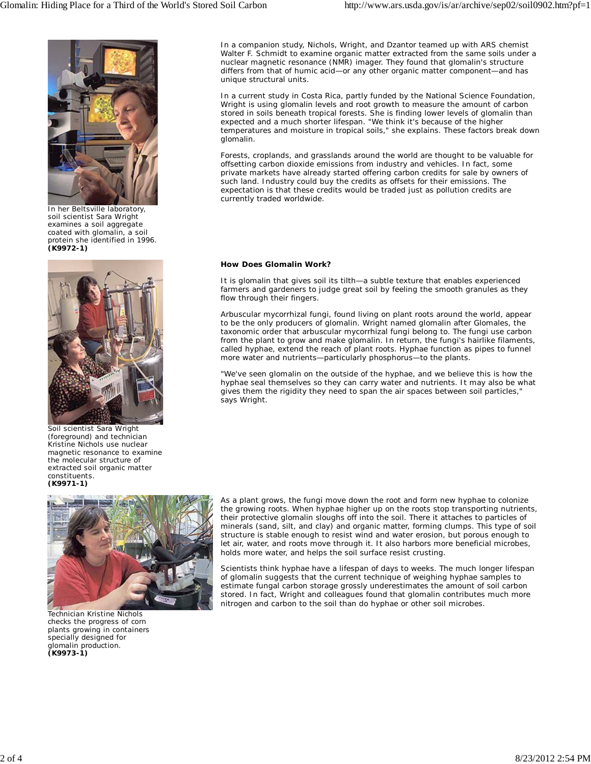In a companion study, Nichols, Wright, and Dzantor teamed up with ARS chemist Walter F. Schmidt to examine organic matter extracted from the same soils under a nuclear magnetic resonance (NMR) imager. They found that glomalin's structure differs from that of humic acid—or any other organic matter component—and has unique structural units.

In a current study in Costa Rica, partly funded by the National Science Foundation, Wright is using glomalin levels and root growth to measure the amount of carbon stored in soils beneath tropical forests. She is finding lower levels of glomalin than expected and a much shorter lifespan. "We think it's because of the higher temperatures and moisture in tropical soils," she explains. These factors break down glomalin.

Forests, croplands, and grasslands around the world are thought to be valuable for offsetting carbon dioxide emissions from industry and vehicles. In fact, some private markets have already started offering carbon credits for sale by owners of such land. Industry could buy the credits as offsets for their emissions. The expectation is that these credits would be traded just as pollution credits are currently traded worldwide.

In her Beltsville laboratory, soil scientist Sara Wright examines a soil aggregate coated with glomalin, a soil protein she identified in 1996.
**(K9972-1)**

### How Does Glomalin Work?

It is glomalin that gives soil its tilth—a subtle texture that enables experienced farmers and gardeners to judge great soil by feeling the smooth granules as they flow through their fingers.

Arbuscular mycorrhizal fungi, found living on plant roots around the world, appear to be the only producers of glomalin. Wright named glomalin after Glomales, the taxonomic order that arbuscular mycorrhizal fungi belong to. The fungi use carbon from the plant to grow and make glomalin. In return, the fungi's hairlike filaments, called hyphae, extend the reach of plant roots. Hyphae function as pipes to funnel more water and nutrients—particularly phosphorus—to the plants.

"We've seen glomalin on the outside of the hyphae, and we believe this is how the hyphae seal themselves so they can carry water and nutrients. It may also be what gives them the rigidity they need to span the air spaces between soil particles," says Wright.

Soil scientist Sara Wright (foreground) and technician Kristine Nichols use nuclear magnetic resonance to examine the molecular structure of extracted soil organic matter constituents.
**(K9971-1)**

As a plant grows, the fungi move down the root and form new hyphae to colonize the growing roots. When hyphae higher up on the roots stop transporting nutrients, their protective glomalin sloughs off into the soil. There it attaches to particles of minerals (sand, silt, and clay) and organic matter, forming clumps. This type of soil structure is stable enough to resist wind and water erosion, but porous enough to let air, water, and roots move through it. It also harbors more beneficial microbes, holds more water, and helps the soil surface resist crusting.

Scientists think hyphae have a lifespan of days to weeks. The much longer lifespan of glomalin suggests that the current technique of weighing hyphae samples to estimate fungal carbon storage grossly underestimates the amount of soil carbon stored. In fact, Wright and colleagues found that glomalin contributes much more nitrogen and carbon to the soil than do hyphae or other soil microbes.

Technician Kristine Nichols checks the progress of corn plants growing in containers specially designed for glomalin production.
**(K9973-1)**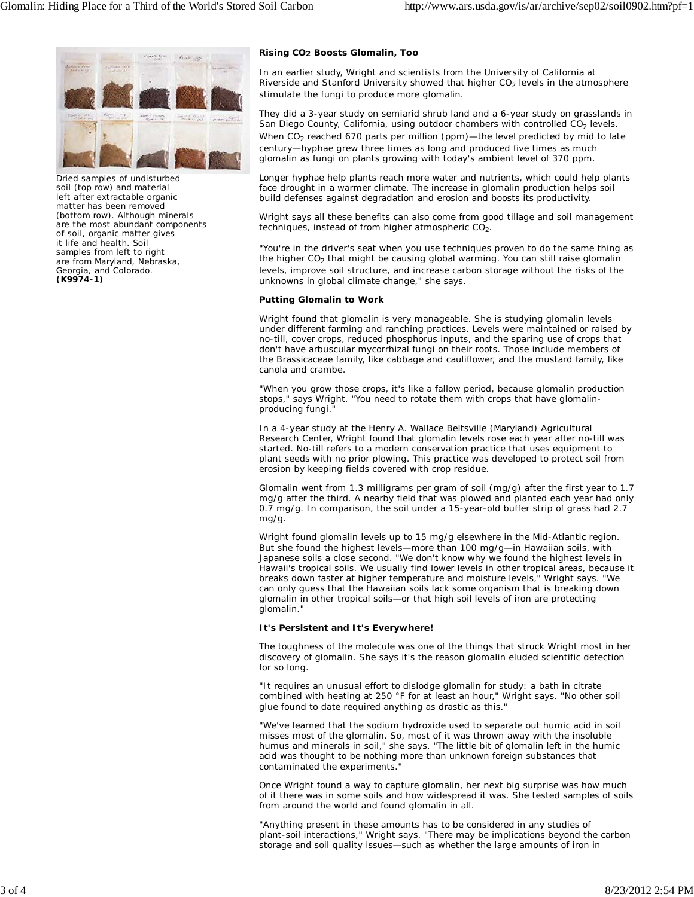Dried samples of undisturbed soil (top row) and material left after extractable organic matter has been removed (bottom row). Although minerals are the most abundant components of soil, organic matter gives it life and health. Soil samples from left to right are from Maryland, Nebraska, Georgia, and Colorado. **(K9974-1)**

**Rising $CO_2$ Boosts Glomalin, Too**

In an earlier study, Wright and scientists from the University of California at Riverside and Stanford University showed that higher $CO_2$ levels in the atmosphere stimulate the fungi to produce more glomalin.

They did a 3-year study on semiarid shrub land and a 6-year study on grasslands in San Diego County, California, using outdoor chambers with controlled $CO_2$ levels. When $CO_2$ reached 670 parts per million (ppm)—the level predicted by mid to late century—hyphae grew three times as long and produced five times as much glomalin as fungi on plants growing with today's ambient level of 370 ppm.

Longer hyphae help plants reach more water and nutrients, which could help plants face drought in a warmer climate. The increase in glomalin production helps soil build defenses against degradation and erosion and boosts its productivity.

Wright says all these benefits can also come from good tillage and soil management techniques, instead of from higher atmospheric $CO_2$.

"You're in the driver's seat when you use techniques proven to do the same thing as the higher $CO_2$ that might be causing global warming. You can still raise glomalin levels, improve soil structure, and increase carbon storage without the risks of the unknowns in global climate change," she says.

**Putting Glomalin to Work**

Wright found that glomalin is very manageable. She is studying glomalin levels under different farming and ranching practices. Levels were maintained or raised by no-till, cover crops, reduced phosphorus inputs, and the sparing use of crops that don't have arbuscular mycorrhizal fungi on their roots. Those include members of the Brassicaceae family, like cabbage and cauliflower, and the mustard family, like canola and crambe.

"When you grow those crops, it's like a fallow period, because glomalin production stops," says Wright. "You need to rotate them with crops that have glomalin-producing fungi."

In a 4-year study at the Henry A. Wallace Beltsville (Maryland) Agricultural Research Center, Wright found that glomalin levels rose each year after no-till was started. No-till refers to a modern conservation practice that uses equipment to plant seeds with no prior plowing. This practice was developed to protect soil from erosion by keeping fields covered with crop residue.

Glomalin went from 1.3 milligrams per gram of soil (mg/g) after the first year to 1.7 mg/g after the third. A nearby field that was plowed and planted each year had only 0.7 mg/g. In comparison, the soil under a 15-year-old buffer strip of grass had 2.7 mg/g.

Wright found glomalin levels up to 15 mg/g elsewhere in the Mid-Atlantic region. But she found the highest levels—more than 100 mg/g—in Hawaiian soils, with Japanese soils a close second. "We don't know why we found the highest levels in Hawaii's tropical soils. We usually find lower levels in other tropical areas, because it breaks down faster at higher temperature and moisture levels," Wright says. "We can only guess that the Hawaiian soils lack some organism that is breaking down glomalin in other tropical soils—or that high soil levels of iron are protecting glomalin."

**It's Persistent and It's Everywhere!**

The toughness of the molecule was one of the things that struck Wright most in her discovery of glomalin. She says it's the reason glomalin eluded scientific detection for so long.

"It requires an unusual effort to dislodge glomalin for study: a bath in citrate combined with heating at 250 °F for at least an hour," Wright says. "No other soil glue found to date required anything as drastic as this."

"We've learned that the sodium hydroxide used to separate out humic acid in soil misses most of the glomalin. So, most of it was thrown away with the insoluble humus and minerals in soil," she says. "The little bit of glomalin left in the humic acid was thought to be nothing more than unknown foreign substances that contaminated the experiments."

Once Wright found a way to capture glomalin, her next big surprise was how much of it there was in some soils and how widespread it was. She tested samples of soils from around the world and found glomalin in all.

"Anything present in these amounts has to be considered in any studies of plant-soil interactions," Wright says. "There may be implications beyond the carbon storage and soil quality issues—such as whether the large amounts of iron in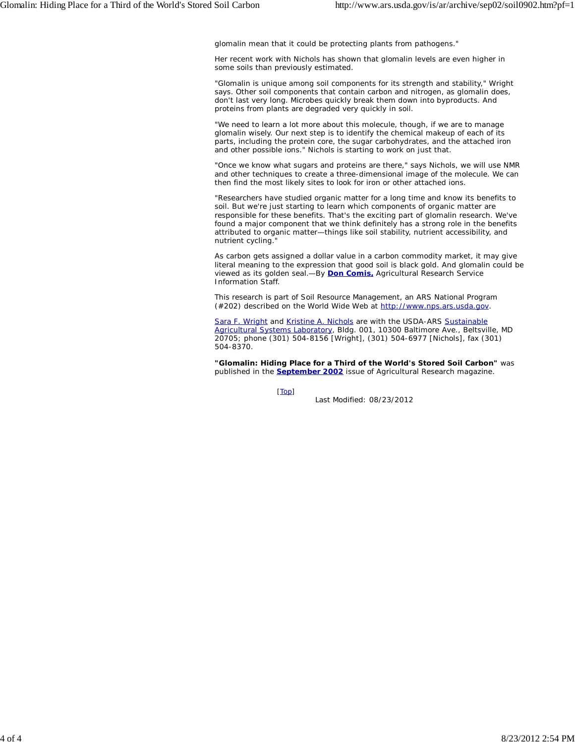glomalin mean that it could be protecting plants from pathogens."

Her recent work with Nichols has shown that glomalin levels are even higher in some soils than previously estimated.

"Glomalin is unique among soil components for its strength and stability," Wright says. Other soil components that contain carbon and nitrogen, as glomalin does, don't last very long. Microbes quickly break them down into byproducts. And proteins from plants are degraded very quickly in soil.

"We need to learn a lot more about this molecule, though, if we are to manage glomalin wisely. Our next step is to identify the chemical makeup of each of its parts, including the protein core, the sugar carbohydrates, and the attached iron and other possible ions." Nichols is starting to work on just that.

"Once we know what sugars and proteins are there," says Nichols, we will use NMR and other techniques to create a three-dimensional image of the molecule. We can then find the most likely sites to look for iron or other attached ions.

"Researchers have studied organic matter for a long time and know its benefits to soil. But we're just starting to learn which components of organic matter are responsible for these benefits. That's the exciting part of glomalin research. We've found a major component that we think definitely has a strong role in the benefits attributed to organic matter—things like soil stability, nutrient accessibility, and nutrient cycling."

As carbon gets assigned a dollar value in a carbon commodity market, it may give literal meaning to the expression that good soil is black gold. And glomalin could be viewed as its golden seal.—By **Don Comis,** Agricultural Research Service Information Staff.

This research is part of Soil Resource Management, an ARS National Program (#202) described on the World Wide Web at http://www.nps.ars.usda.gov.

Sara F. Wright and Kristine A. Nichols are with the USDA-ARS Sustainable Agricultural Systems Laboratory, Bldg. 001, 10300 Baltimore Ave., Beltsville, MD 20705; phone (301) 504-8156 [Wright], (301) 504-6977 [Nichols], fax (301) 504-8370.

**"Glomalin: Hiding Place for a Third of the World's Stored Soil Carbon"** was published in the **September 2002** issue of Agricultural Research magazine.

[Top]

Last Modified: 08/23/2012